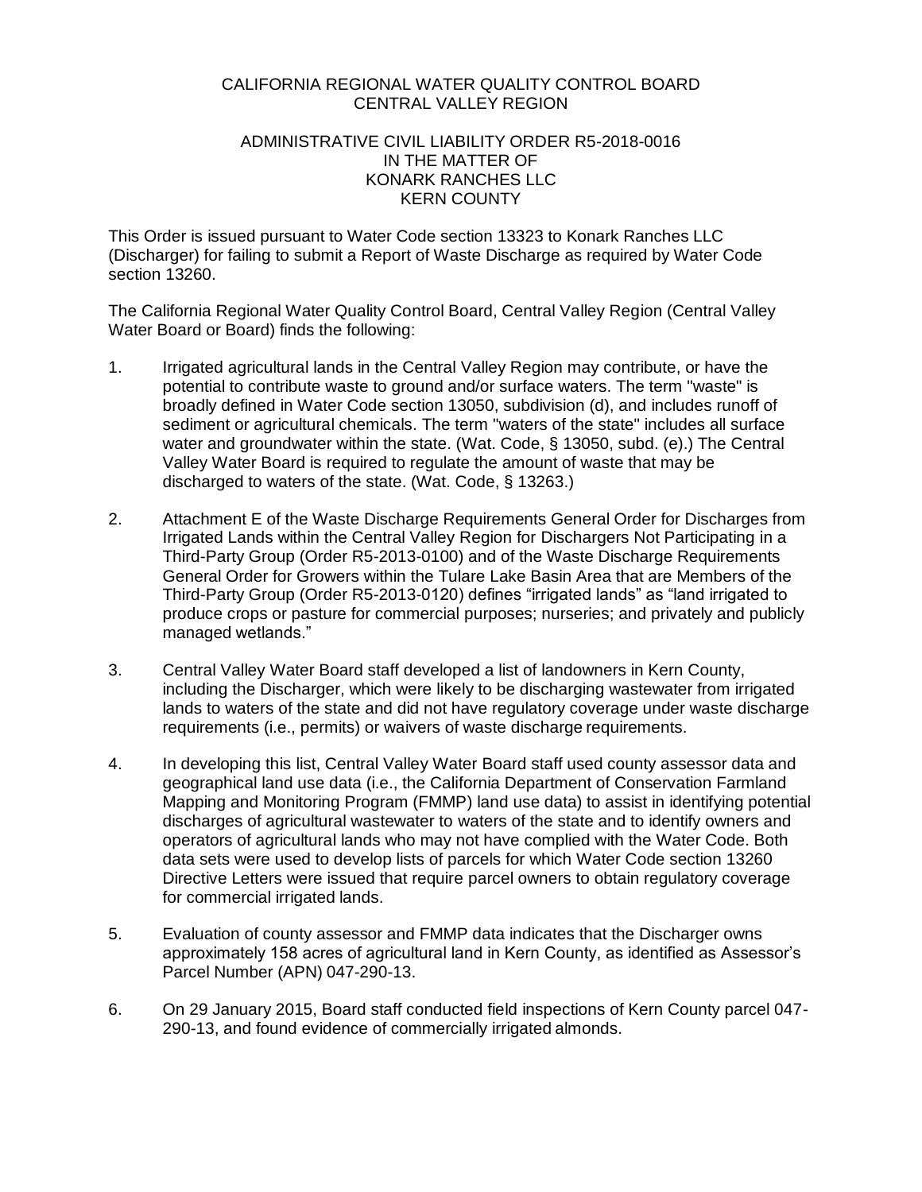CALIFORNIA REGIONAL WATER QUALITY CONTROL BOARD
CENTRAL VALLEY REGION

ADMINISTRATIVE CIVIL LIABILITY ORDER R5-2018-0016
IN THE MATTER OF
KONARK RANCHES LLC
KERN COUNTY

This Order is issued pursuant to Water Code section 13323 to Konark Ranches LLC (Discharger) for failing to submit a Report of Waste Discharge as required by Water Code section 13260.

The California Regional Water Quality Control Board, Central Valley Region (Central Valley Water Board or Board) finds the following:

1. Irrigated agricultural lands in the Central Valley Region may contribute, or have the potential to contribute waste to ground and/or surface waters. The term "waste" is broadly defined in Water Code section 13050, subdivision (d), and includes runoff of sediment or agricultural chemicals. The term "waters of the state" includes all surface water and groundwater within the state. (Wat. Code, § 13050, subd. (e).) The Central Valley Water Board is required to regulate the amount of waste that may be discharged to waters of the state. (Wat. Code, § 13263.)

2. Attachment E of the Waste Discharge Requirements General Order for Discharges from Irrigated Lands within the Central Valley Region for Dischargers Not Participating in a Third-Party Group (Order R5-2013-0100) and of the Waste Discharge Requirements General Order for Growers within the Tulare Lake Basin Area that are Members of the Third-Party Group (Order R5-2013-0120) defines "irrigated lands" as "land irrigated to produce crops or pasture for commercial purposes; nurseries; and privately and publicly managed wetlands."

3. Central Valley Water Board staff developed a list of landowners in Kern County, including the Discharger, which were likely to be discharging wastewater from irrigated lands to waters of the state and did not have regulatory coverage under waste discharge requirements (i.e., permits) or waivers of waste discharge requirements.

4. In developing this list, Central Valley Water Board staff used county assessor data and geographical land use data (i.e., the California Department of Conservation Farmland Mapping and Monitoring Program (FMMP) land use data) to assist in identifying potential discharges of agricultural wastewater to waters of the state and to identify owners and operators of agricultural lands who may not have complied with the Water Code. Both data sets were used to develop lists of parcels for which Water Code section 13260 Directive Letters were issued that require parcel owners to obtain regulatory coverage for commercial irrigated lands.

5. Evaluation of county assessor and FMMP data indicates that the Discharger owns approximately 158 acres of agricultural land in Kern County, as identified as Assessor's Parcel Number (APN) 047-290-13.

6. On 29 January 2015, Board staff conducted field inspections of Kern County parcel 047-290-13, and found evidence of commercially irrigated almonds.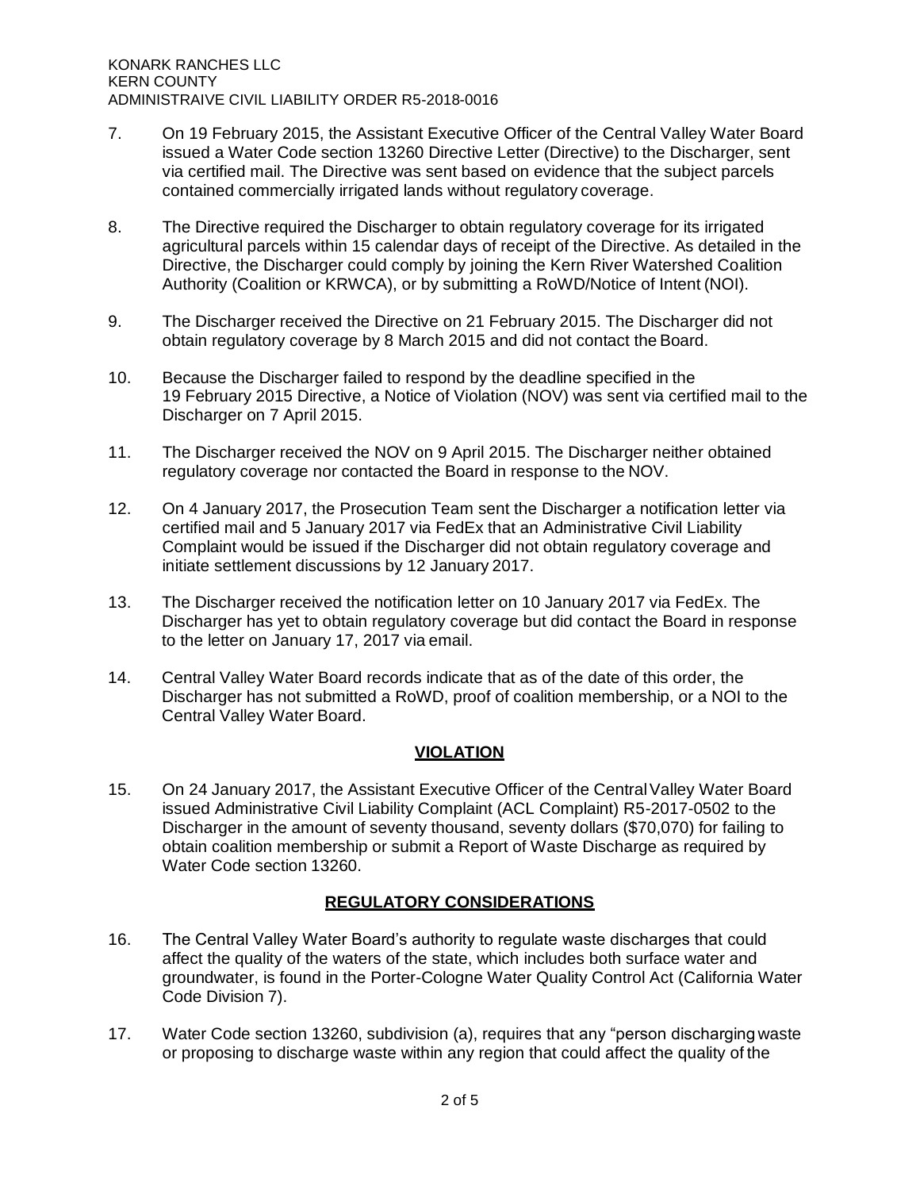7. On 19 February 2015, the Assistant Executive Officer of the Central Valley Water Board issued a Water Code section 13260 Directive Letter (Directive) to the Discharger, sent via certified mail. The Directive was sent based on evidence that the subject parcels contained commercially irrigated lands without regulatory coverage.

8. The Directive required the Discharger to obtain regulatory coverage for its irrigated agricultural parcels within 15 calendar days of receipt of the Directive. As detailed in the Directive, the Discharger could comply by joining the Kern River Watershed Coalition Authority (Coalition or KRWCA), or by submitting a RoWD/Notice of Intent (NOI).

9. The Discharger received the Directive on 21 February 2015. The Discharger did not obtain regulatory coverage by 8 March 2015 and did not contact the Board.

10. Because the Discharger failed to respond by the deadline specified in the 19 February 2015 Directive, a Notice of Violation (NOV) was sent via certified mail to the Discharger on 7 April 2015.

11. The Discharger received the NOV on 9 April 2015. The Discharger neither obtained regulatory coverage nor contacted the Board in response to the NOV.

12. On 4 January 2017, the Prosecution Team sent the Discharger a notification letter via certified mail and 5 January 2017 via FedEx that an Administrative Civil Liability Complaint would be issued if the Discharger did not obtain regulatory coverage and initiate settlement discussions by 12 January 2017.

13. The Discharger received the notification letter on 10 January 2017 via FedEx. The Discharger has yet to obtain regulatory coverage but did contact the Board in response to the letter on January 17, 2017 via email.

14. Central Valley Water Board records indicate that as of the date of this order, the Discharger has not submitted a RoWD, proof of coalition membership, or a NOI to the Central Valley Water Board.

## VIOLATION

15. On 24 January 2017, the Assistant Executive Officer of the Central Valley Water Board issued Administrative Civil Liability Complaint (ACL Complaint) R5-2017-0502 to the Discharger in the amount of seventy thousand, seventy dollars ($70,070) for failing to obtain coalition membership or submit a Report of Waste Discharge as required by Water Code section 13260.

## REGULATORY CONSIDERATIONS

16. The Central Valley Water Board's authority to regulate waste discharges that could affect the quality of the waters of the state, which includes both surface water and groundwater, is found in the Porter-Cologne Water Quality Control Act (California Water Code Division 7).

17. Water Code section 13260, subdivision (a), requires that any "person discharging waste or proposing to discharge waste within any region that could affect the quality of the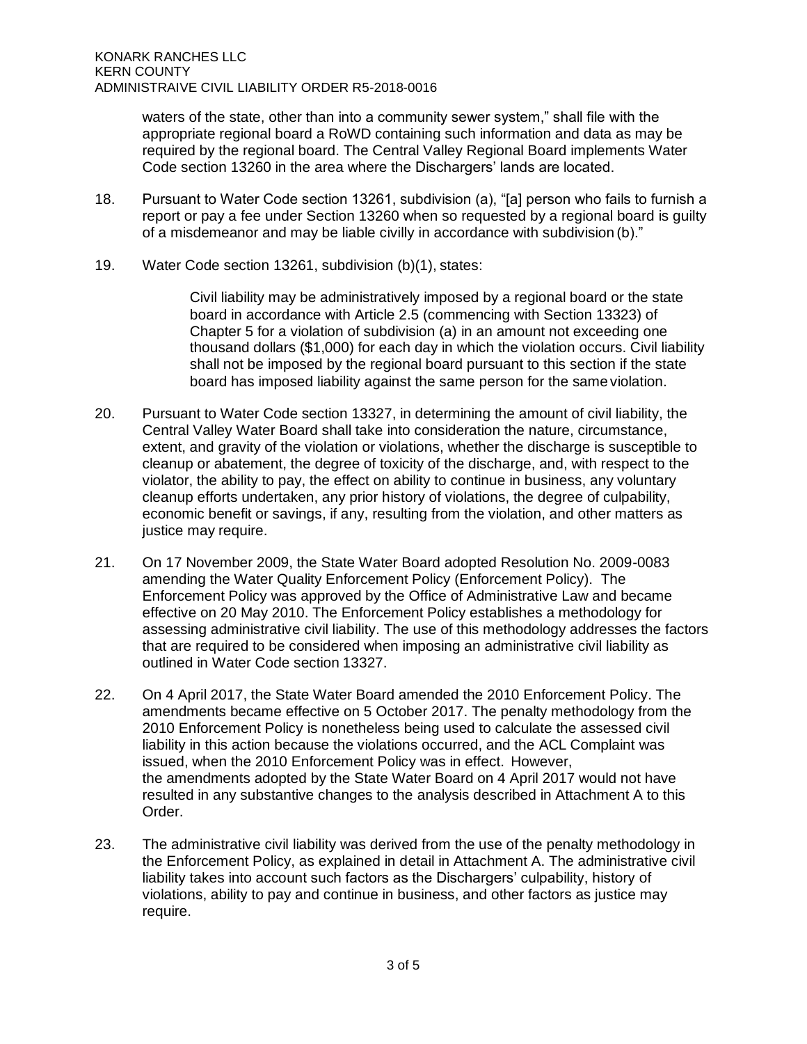waters of the state, other than into a community sewer system," shall file with the appropriate regional board a RoWD containing such information and data as may be required by the regional board. The Central Valley Regional Board implements Water Code section 13260 in the area where the Dischargers' lands are located.

18. Pursuant to Water Code section 13261, subdivision (a), "[a] person who fails to furnish a report or pay a fee under Section 13260 when so requested by a regional board is guilty of a misdemeanor and may be liable civilly in accordance with subdivision (b)."

19. Water Code section 13261, subdivision (b)(1), states:

> Civil liability may be administratively imposed by a regional board or the state board in accordance with Article 2.5 (commencing with Section 13323) of Chapter 5 for a violation of subdivision (a) in an amount not exceeding one thousand dollars ($1,000) for each day in which the violation occurs. Civil liability shall not be imposed by the regional board pursuant to this section if the state board has imposed liability against the same person for the same violation.

20. Pursuant to Water Code section 13327, in determining the amount of civil liability, the Central Valley Water Board shall take into consideration the nature, circumstance, extent, and gravity of the violation or violations, whether the discharge is susceptible to cleanup or abatement, the degree of toxicity of the discharge, and, with respect to the violator, the ability to pay, the effect on ability to continue in business, any voluntary cleanup efforts undertaken, any prior history of violations, the degree of culpability, economic benefit or savings, if any, resulting from the violation, and other matters as justice may require.

21. On 17 November 2009, the State Water Board adopted Resolution No. 2009-0083 amending the Water Quality Enforcement Policy (Enforcement Policy). The Enforcement Policy was approved by the Office of Administrative Law and became effective on 20 May 2010. The Enforcement Policy establishes a methodology for assessing administrative civil liability. The use of this methodology addresses the factors that are required to be considered when imposing an administrative civil liability as outlined in Water Code section 13327.

22. On 4 April 2017, the State Water Board amended the 2010 Enforcement Policy. The amendments became effective on 5 October 2017. The penalty methodology from the 2010 Enforcement Policy is nonetheless being used to calculate the assessed civil liability in this action because the violations occurred, and the ACL Complaint was issued, when the 2010 Enforcement Policy was in effect. However, the amendments adopted by the State Water Board on 4 April 2017 would not have resulted in any substantive changes to the analysis described in Attachment A to this Order.

23. The administrative civil liability was derived from the use of the penalty methodology in the Enforcement Policy, as explained in detail in Attachment A. The administrative civil liability takes into account such factors as the Dischargers' culpability, history of violations, ability to pay and continue in business, and other factors as justice may require.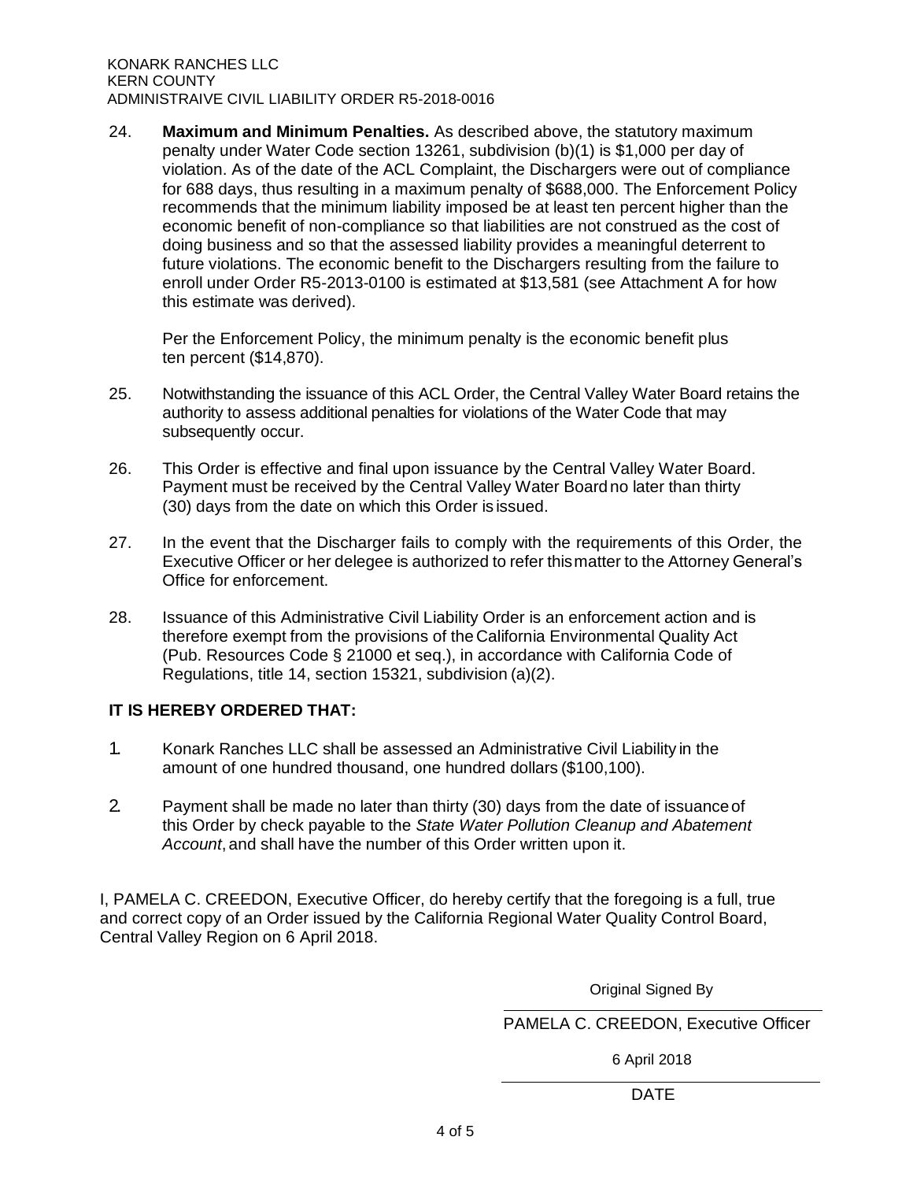24. **Maximum and Minimum Penalties.** As described above, the statutory maximum penalty under Water Code section 13261, subdivision (b)(1) is $1,000 per day of violation. As of the date of the ACL Complaint, the Dischargers were out of compliance for 688 days, thus resulting in a maximum penalty of $688,000. The Enforcement Policy recommends that the minimum liability imposed be at least ten percent higher than the economic benefit of non-compliance so that liabilities are not construed as the cost of doing business and so that the assessed liability provides a meaningful deterrent to future violations. The economic benefit to the Dischargers resulting from the failure to enroll under Order R5-2013-0100 is estimated at $13,581 (see Attachment A for how this estimate was derived).

    Per the Enforcement Policy, the minimum penalty is the economic benefit plus ten percent ($14,870).

25. Notwithstanding the issuance of this ACL Order, the Central Valley Water Board retains the authority to assess additional penalties for violations of the Water Code that may subsequently occur.

26. This Order is effective and final upon issuance by the Central Valley Water Board. Payment must be received by the Central Valley Water Board no later than thirty (30) days from the date on which this Order is issued.

27. In the event that the Discharger fails to comply with the requirements of this Order, the Executive Officer or her delegee is authorized to refer this matter to the Attorney General's Office for enforcement.

28. Issuance of this Administrative Civil Liability Order is an enforcement action and is therefore exempt from the provisions of the California Environmental Quality Act (Pub. Resources Code § 21000 et seq.), in accordance with California Code of Regulations, title 14, section 15321, subdivision (a)(2).

**IT IS HEREBY ORDERED THAT:**

1. Konark Ranches LLC shall be assessed an Administrative Civil Liability in the amount of one hundred thousand, one hundred dollars ($100,100).

2. Payment shall be made no later than thirty (30) days from the date of issuance of this Order by check payable to the *State Water Pollution Cleanup and Abatement Account*, and shall have the number of this Order written upon it.

I, PAMELA C. CREEDON, Executive Officer, do hereby certify that the foregoing is a full, true and correct copy of an Order issued by the California Regional Water Quality Control Board, Central Valley Region on 6 April 2018.

Original Signed By

PAMELA C. CREEDON, Executive Officer

6 April 2018

DATE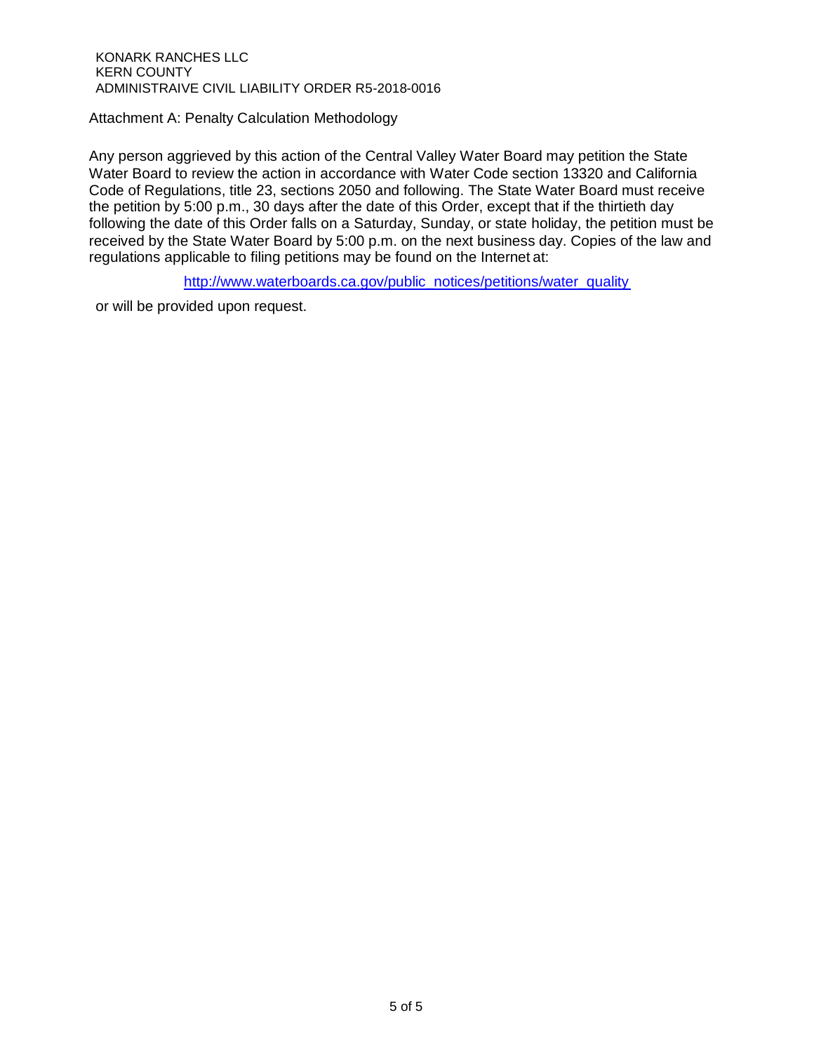Any person aggrieved by this action of the Central Valley Water Board may petition the State Water Board to review the action in accordance with Water Code section 13320 and California Code of Regulations, title 23, sections 2050 and following. The State Water Board must receive the petition by 5:00 p.m., 30 days after the date of this Order, except that if the thirtieth day following the date of this Order falls on a Saturday, Sunday, or state holiday, the petition must be received by the State Water Board by 5:00 p.m. on the next business day. Copies of the law and regulations applicable to filing petitions may be found on the Internet at:

http://www.waterboards.ca.gov/public_notices/petitions/water_quality

or will be provided upon request.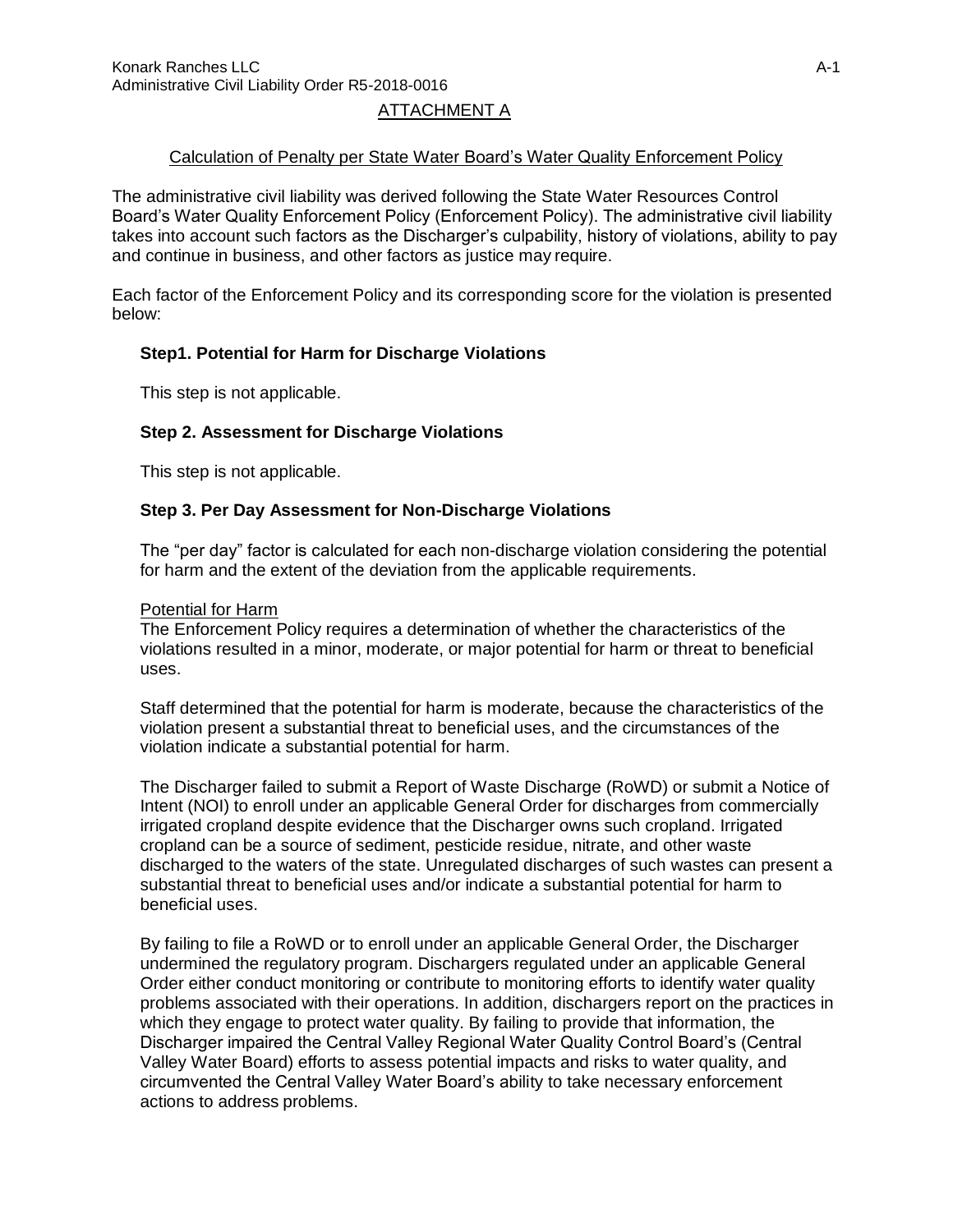## ATTACHMENT A

### Calculation of Penalty per State Water Board's Water Quality Enforcement Policy

The administrative civil liability was derived following the State Water Resources Control Board's Water Quality Enforcement Policy (Enforcement Policy). The administrative civil liability takes into account such factors as the Discharger's culpability, history of violations, ability to pay and continue in business, and other factors as justice may require.

Each factor of the Enforcement Policy and its corresponding score for the violation is presented below:

**Step1. Potential for Harm for Discharge Violations**

This step is not applicable.

**Step 2. Assessment for Discharge Violations**

This step is not applicable.

**Step 3. Per Day Assessment for Non-Discharge Violations**

The "per day" factor is calculated for each non-discharge violation considering the potential for harm and the extent of the deviation from the applicable requirements.

Potential for Harm

The Enforcement Policy requires a determination of whether the characteristics of the violations resulted in a minor, moderate, or major potential for harm or threat to beneficial uses.

Staff determined that the potential for harm is moderate, because the characteristics of the violation present a substantial threat to beneficial uses, and the circumstances of the violation indicate a substantial potential for harm.

The Discharger failed to submit a Report of Waste Discharge (RoWD) or submit a Notice of Intent (NOI) to enroll under an applicable General Order for discharges from commercially irrigated cropland despite evidence that the Discharger owns such cropland. Irrigated cropland can be a source of sediment, pesticide residue, nitrate, and other waste discharged to the waters of the state. Unregulated discharges of such wastes can present a substantial threat to beneficial uses and/or indicate a substantial potential for harm to beneficial uses.

By failing to file a RoWD or to enroll under an applicable General Order, the Discharger undermined the regulatory program. Dischargers regulated under an applicable General Order either conduct monitoring or contribute to monitoring efforts to identify water quality problems associated with their operations. In addition, dischargers report on the practices in which they engage to protect water quality. By failing to provide that information, the Discharger impaired the Central Valley Regional Water Quality Control Board's (Central Valley Water Board) efforts to assess potential impacts and risks to water quality, and circumvented the Central Valley Water Board's ability to take necessary enforcement actions to address problems.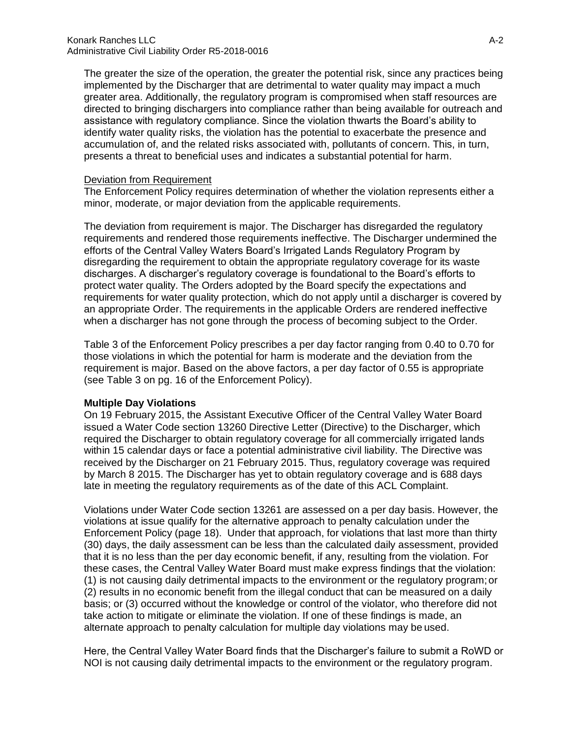The greater the size of the operation, the greater the potential risk, since any practices being implemented by the Discharger that are detrimental to water quality may impact a much greater area. Additionally, the regulatory program is compromised when staff resources are directed to bringing dischargers into compliance rather than being available for outreach and assistance with regulatory compliance. Since the violation thwarts the Board's ability to identify water quality risks, the violation has the potential to exacerbate the presence and accumulation of, and the related risks associated with, pollutants of concern. This, in turn, presents a threat to beneficial uses and indicates a substantial potential for harm.

Deviation from Requirement

The Enforcement Policy requires determination of whether the violation represents either a minor, moderate, or major deviation from the applicable requirements.

The deviation from requirement is major. The Discharger has disregarded the regulatory requirements and rendered those requirements ineffective. The Discharger undermined the efforts of the Central Valley Waters Board's Irrigated Lands Regulatory Program by disregarding the requirement to obtain the appropriate regulatory coverage for its waste discharges. A discharger's regulatory coverage is foundational to the Board's efforts to protect water quality. The Orders adopted by the Board specify the expectations and requirements for water quality protection, which do not apply until a discharger is covered by an appropriate Order. The requirements in the applicable Orders are rendered ineffective when a discharger has not gone through the process of becoming subject to the Order.

Table 3 of the Enforcement Policy prescribes a per day factor ranging from 0.40 to 0.70 for those violations in which the potential for harm is moderate and the deviation from the requirement is major. Based on the above factors, a per day factor of 0.55 is appropriate (see Table 3 on pg. 16 of the Enforcement Policy).

**Multiple Day Violations**

On 19 February 2015, the Assistant Executive Officer of the Central Valley Water Board issued a Water Code section 13260 Directive Letter (Directive) to the Discharger, which required the Discharger to obtain regulatory coverage for all commercially irrigated lands within 15 calendar days or face a potential administrative civil liability. The Directive was received by the Discharger on 21 February 2015. Thus, regulatory coverage was required by March 8 2015. The Discharger has yet to obtain regulatory coverage and is 688 days late in meeting the regulatory requirements as of the date of this ACL Complaint.

Violations under Water Code section 13261 are assessed on a per day basis. However, the violations at issue qualify for the alternative approach to penalty calculation under the Enforcement Policy (page 18). Under that approach, for violations that last more than thirty (30) days, the daily assessment can be less than the calculated daily assessment, provided that it is no less than the per day economic benefit, if any, resulting from the violation. For these cases, the Central Valley Water Board must make express findings that the violation: (1) is not causing daily detrimental impacts to the environment or the regulatory program; or (2) results in no economic benefit from the illegal conduct that can be measured on a daily basis; or (3) occurred without the knowledge or control of the violator, who therefore did not take action to mitigate or eliminate the violation. If one of these findings is made, an alternate approach to penalty calculation for multiple day violations may be used.

Here, the Central Valley Water Board finds that the Discharger's failure to submit a RoWD or NOI is not causing daily detrimental impacts to the environment or the regulatory program.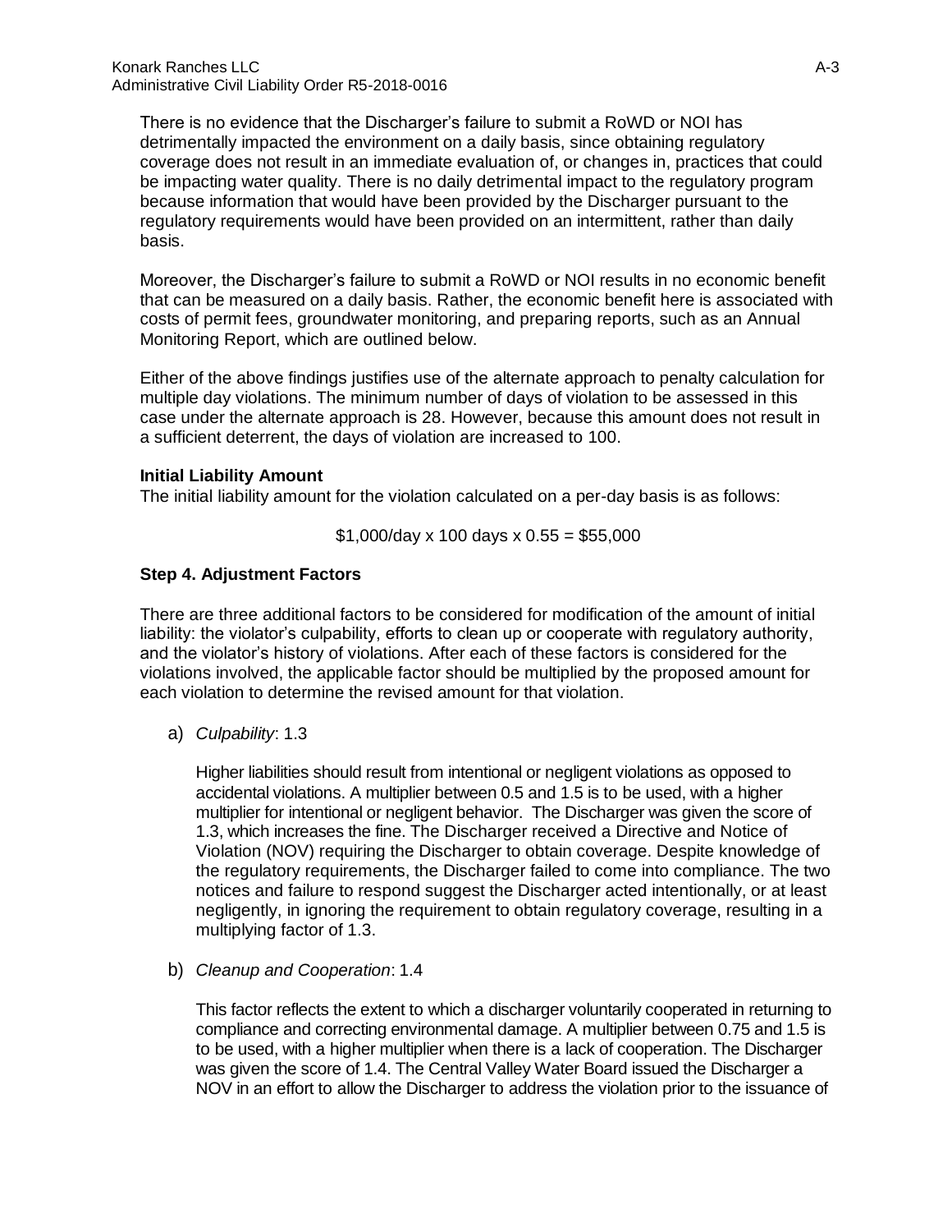There is no evidence that the Discharger's failure to submit a RoWD or NOI has detrimentally impacted the environment on a daily basis, since obtaining regulatory coverage does not result in an immediate evaluation of, or changes in, practices that could be impacting water quality. There is no daily detrimental impact to the regulatory program because information that would have been provided by the Discharger pursuant to the regulatory requirements would have been provided on an intermittent, rather than daily basis.

Moreover, the Discharger's failure to submit a RoWD or NOI results in no economic benefit that can be measured on a daily basis. Rather, the economic benefit here is associated with costs of permit fees, groundwater monitoring, and preparing reports, such as an Annual Monitoring Report, which are outlined below.

Either of the above findings justifies use of the alternate approach to penalty calculation for multiple day violations. The minimum number of days of violation to be assessed in this case under the alternate approach is 28. However, because this amount does not result in a sufficient deterrent, the days of violation are increased to 100.

**Initial Liability Amount**

The initial liability amount for the violation calculated on a per-day basis is as follows:

$$\$1,000/\text{day} \times 100 \text{ days} \times 0.55 = \$55,000$$

**Step 4. Adjustment Factors**

There are three additional factors to be considered for modification of the amount of initial liability: the violator's culpability, efforts to clean up or cooperate with regulatory authority, and the violator's history of violations. After each of these factors is considered for the violations involved, the applicable factor should be multiplied by the proposed amount for each violation to determine the revised amount for that violation.

a) *Culpability*: 1.3

   Higher liabilities should result from intentional or negligent violations as opposed to accidental violations. A multiplier between 0.5 and 1.5 is to be used, with a higher multiplier for intentional or negligent behavior. The Discharger was given the score of 1.3, which increases the fine. The Discharger received a Directive and Notice of Violation (NOV) requiring the Discharger to obtain coverage. Despite knowledge of the regulatory requirements, the Discharger failed to come into compliance. The two notices and failure to respond suggest the Discharger acted intentionally, or at least negligently, in ignoring the requirement to obtain regulatory coverage, resulting in a multiplying factor of 1.3.

b) *Cleanup and Cooperation*: 1.4

   This factor reflects the extent to which a discharger voluntarily cooperated in returning to compliance and correcting environmental damage. A multiplier between 0.75 and 1.5 is to be used, with a higher multiplier when there is a lack of cooperation. The Discharger was given the score of 1.4. The Central Valley Water Board issued the Discharger a NOV in an effort to allow the Discharger to address the violation prior to the issuance of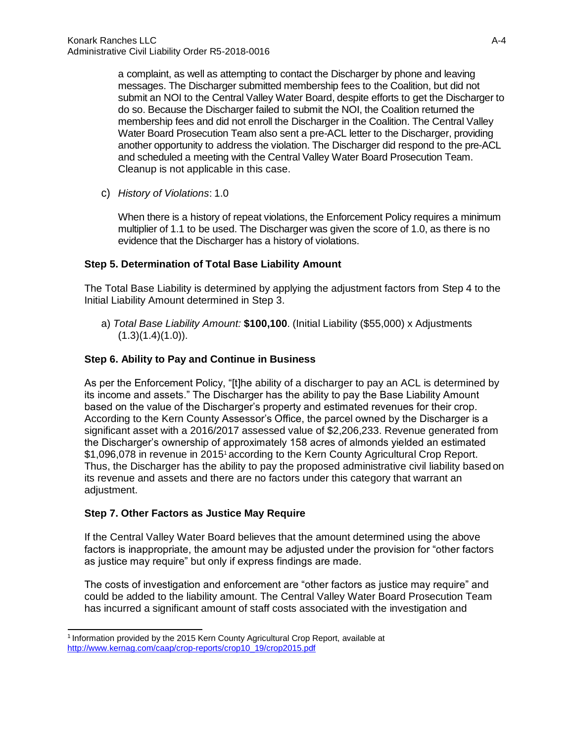a complaint, as well as attempting to contact the Discharger by phone and leaving messages. The Discharger submitted membership fees to the Coalition, but did not submit an NOI to the Central Valley Water Board, despite efforts to get the Discharger to do so. Because the Discharger failed to submit the NOI, the Coalition returned the membership fees and did not enroll the Discharger in the Coalition. The Central Valley Water Board Prosecution Team also sent a pre-ACL letter to the Discharger, providing another opportunity to address the violation. The Discharger did respond to the pre-ACL and scheduled a meeting with the Central Valley Water Board Prosecution Team. Cleanup is not applicable in this case.

c) *History of Violations*: 1.0

When there is a history of repeat violations, the Enforcement Policy requires a minimum multiplier of 1.1 to be used. The Discharger was given the score of 1.0, as there is no evidence that the Discharger has a history of violations.

### Step 5. Determination of Total Base Liability Amount

The Total Base Liability is determined by applying the adjustment factors from Step 4 to the Initial Liability Amount determined in Step 3.

a) *Total Base Liability Amount:* **$100,100**. (Initial Liability ($55,000) x Adjustments (1.3)(1.4)(1.0)).

### Step 6. Ability to Pay and Continue in Business

As per the Enforcement Policy, "[t]he ability of a discharger to pay an ACL is determined by its income and assets." The Discharger has the ability to pay the Base Liability Amount based on the value of the Discharger's property and estimated revenues for their crop. According to the Kern County Assessor's Office, the parcel owned by the Discharger is a significant asset with a 2016/2017 assessed value of $2,206,233. Revenue generated from the Discharger's ownership of approximately 158 acres of almonds yielded an estimated $1,096,078 in revenue in 2015[1] according to the Kern County Agricultural Crop Report. Thus, the Discharger has the ability to pay the proposed administrative civil liability based on its revenue and assets and there are no factors under this category that warrant an adjustment.

### Step 7. Other Factors as Justice May Require

If the Central Valley Water Board believes that the amount determined using the above factors is inappropriate, the amount may be adjusted under the provision for "other factors as justice may require" but only if express findings are made.

The costs of investigation and enforcement are "other factors as justice may require" and could be added to the liability amount. The Central Valley Water Board Prosecution Team has incurred a significant amount of staff costs associated with the investigation and

---

[1] Information provided by the 2015 Kern County Agricultural Crop Report, available at http://www.kernag.com/caap/crop-reports/crop10_19/crop2015.pdf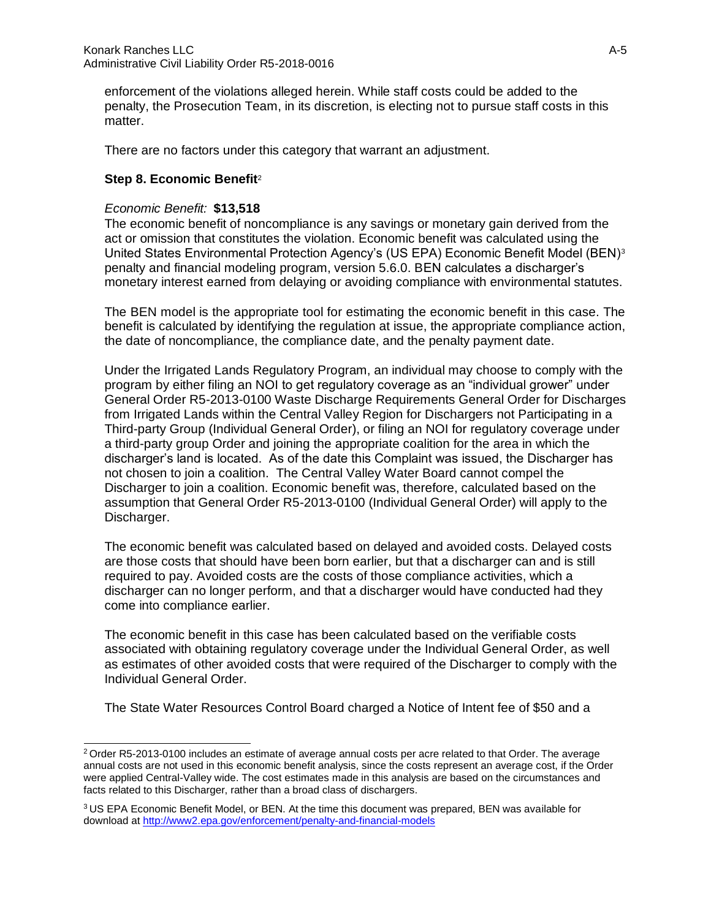enforcement of the violations alleged herein. While staff costs could be added to the penalty, the Prosecution Team, in its discretion, is electing not to pursue staff costs in this matter.

There are no factors under this category that warrant an adjustment.

**Step 8. Economic Benefit**[2]

*Economic Benefit:* **$13,518**

The economic benefit of noncompliance is any savings or monetary gain derived from the act or omission that constitutes the violation. Economic benefit was calculated using the United States Environmental Protection Agency's (US EPA) Economic Benefit Model (BEN)[3] penalty and financial modeling program, version 5.6.0. BEN calculates a discharger's monetary interest earned from delaying or avoiding compliance with environmental statutes.

The BEN model is the appropriate tool for estimating the economic benefit in this case. The benefit is calculated by identifying the regulation at issue, the appropriate compliance action, the date of noncompliance, the compliance date, and the penalty payment date.

Under the Irrigated Lands Regulatory Program, an individual may choose to comply with the program by either filing an NOI to get regulatory coverage as an "individual grower" under General Order R5-2013-0100 Waste Discharge Requirements General Order for Discharges from Irrigated Lands within the Central Valley Region for Dischargers not Participating in a Third-party Group (Individual General Order), or filing an NOI for regulatory coverage under a third-party group Order and joining the appropriate coalition for the area in which the discharger's land is located. As of the date this Complaint was issued, the Discharger has not chosen to join a coalition. The Central Valley Water Board cannot compel the Discharger to join a coalition. Economic benefit was, therefore, calculated based on the assumption that General Order R5-2013-0100 (Individual General Order) will apply to the Discharger.

The economic benefit was calculated based on delayed and avoided costs. Delayed costs are those costs that should have been born earlier, but that a discharger can and is still required to pay. Avoided costs are the costs of those compliance activities, which a discharger can no longer perform, and that a discharger would have conducted had they come into compliance earlier.

The economic benefit in this case has been calculated based on the verifiable costs associated with obtaining regulatory coverage under the Individual General Order, as well as estimates of other avoided costs that were required of the Discharger to comply with the Individual General Order.

The State Water Resources Control Board charged a Notice of Intent fee of $50 and a

---

[2] Order R5-2013-0100 includes an estimate of average annual costs per acre related to that Order. The average annual costs are not used in this economic benefit analysis, since the costs represent an average cost, if the Order were applied Central-Valley wide. The cost estimates made in this analysis are based on the circumstances and facts related to this Discharger, rather than a broad class of dischargers.

[3] US EPA Economic Benefit Model, or BEN. At the time this document was prepared, BEN was available for download at http://www2.epa.gov/enforcement/penalty-and-financial-models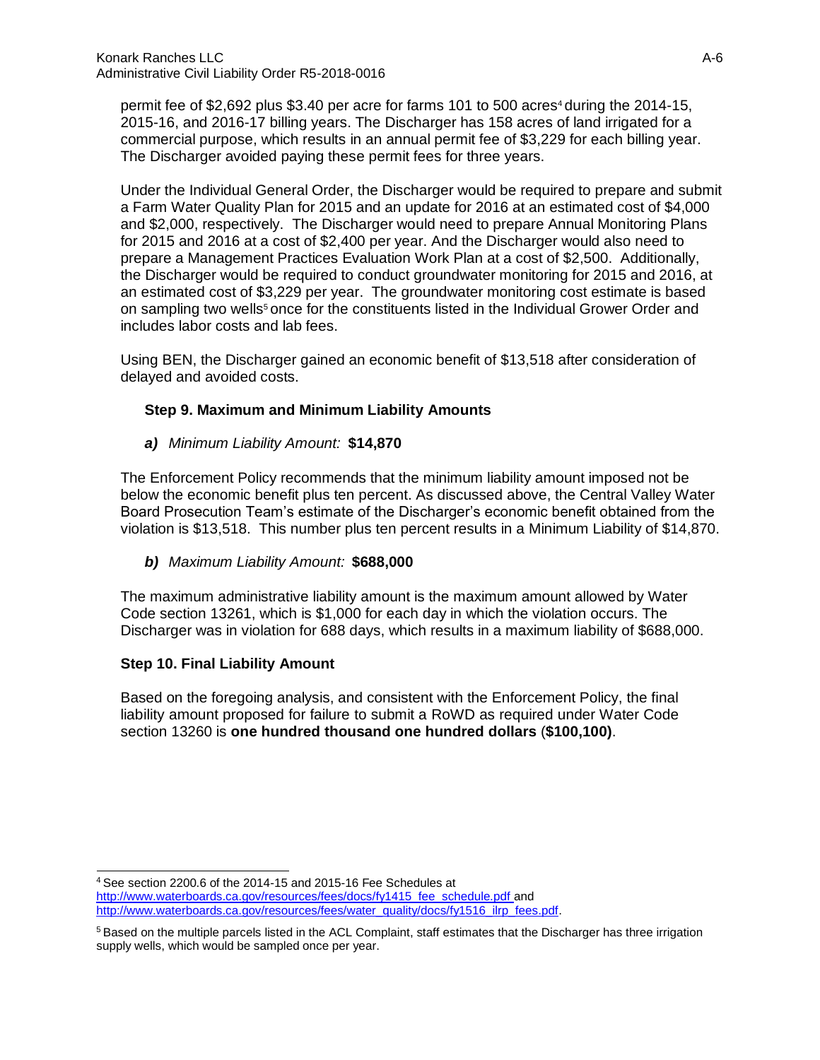permit fee of $2,692 plus $3.40 per acre for farms 101 to 500 acres[4] during the 2014-15, 2015-16, and 2016-17 billing years. The Discharger has 158 acres of land irrigated for a commercial purpose, which results in an annual permit fee of $3,229 for each billing year. The Discharger avoided paying these permit fees for three years.

Under the Individual General Order, the Discharger would be required to prepare and submit a Farm Water Quality Plan for 2015 and an update for 2016 at an estimated cost of $4,000 and $2,000, respectively. The Discharger would need to prepare Annual Monitoring Plans for 2015 and 2016 at a cost of $2,400 per year. And the Discharger would also need to prepare a Management Practices Evaluation Work Plan at a cost of $2,500. Additionally, the Discharger would be required to conduct groundwater monitoring for 2015 and 2016, at an estimated cost of $3,229 per year. The groundwater monitoring cost estimate is based on sampling two wells[5] once for the constituents listed in the Individual Grower Order and includes labor costs and lab fees.

Using BEN, the Discharger gained an economic benefit of $13,518 after consideration of delayed and avoided costs.

### Step 9. Maximum and Minimum Liability Amounts

***a)*** *Minimum Liability Amount:* **$14,870**

The Enforcement Policy recommends that the minimum liability amount imposed not be below the economic benefit plus ten percent. As discussed above, the Central Valley Water Board Prosecution Team's estimate of the Discharger's economic benefit obtained from the violation is $13,518. This number plus ten percent results in a Minimum Liability of $14,870.

***b)*** *Maximum Liability Amount:* **$688,000**

The maximum administrative liability amount is the maximum amount allowed by Water Code section 13261, which is $1,000 for each day in which the violation occurs. The Discharger was in violation for 688 days, which results in a maximum liability of $688,000.

### Step 10. Final Liability Amount

Based on the foregoing analysis, and consistent with the Enforcement Policy, the final liability amount proposed for failure to submit a RoWD as required under Water Code section 13260 is **one hundred thousand one hundred dollars** (**$100,100)**.

---

[4] See section 2200.6 of the 2014-15 and 2015-16 Fee Schedules at http://www.waterboards.ca.gov/resources/fees/docs/fy1415_fee_schedule.pdf and http://www.waterboards.ca.gov/resources/fees/water_quality/docs/fy1516_ilrp_fees.pdf.

[5] Based on the multiple parcels listed in the ACL Complaint, staff estimates that the Discharger has three irrigation supply wells, which would be sampled once per year.